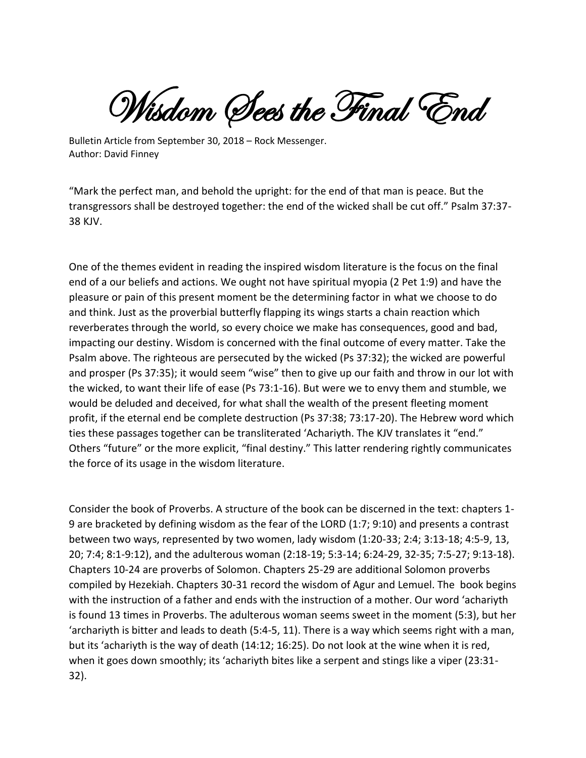# Wisdom Sees the Final End

Bulletin Article from September 30, 2018 – Rock Messenger.
Author: David Finney

"Mark the perfect man, and behold the upright: for the end of that man is peace. But the transgressors shall be destroyed together: the end of the wicked shall be cut off." Psalm 37:37-38 KJV.

One of the themes evident in reading the inspired wisdom literature is the focus on the final end of a our beliefs and actions. We ought not have spiritual myopia (2 Pet 1:9) and have the pleasure or pain of this present moment be the determining factor in what we choose to do and think. Just as the proverbial butterfly flapping its wings starts a chain reaction which reverberates through the world, so every choice we make has consequences, good and bad, impacting our destiny. Wisdom is concerned with the final outcome of every matter. Take the Psalm above. The righteous are persecuted by the wicked (Ps 37:32); the wicked are powerful and prosper (Ps 37:35); it would seem "wise" then to give up our faith and throw in our lot with the wicked, to want their life of ease (Ps 73:1-16). But were we to envy them and stumble, we would be deluded and deceived, for what shall the wealth of the present fleeting moment profit, if the eternal end be complete destruction (Ps 37:38; 73:17-20). The Hebrew word which ties these passages together can be transliterated 'Achariyth. The KJV translates it "end." Others "future" or the more explicit, "final destiny." This latter rendering rightly communicates the force of its usage in the wisdom literature.

Consider the book of Proverbs. A structure of the book can be discerned in the text: chapters 1-9 are bracketed by defining wisdom as the fear of the LORD (1:7; 9:10) and presents a contrast between two ways, represented by two women, lady wisdom (1:20-33; 2:4; 3:13-18; 4:5-9, 13, 20; 7:4; 8:1-9:12), and the adulterous woman (2:18-19; 5:3-14; 6:24-29, 32-35; 7:5-27; 9:13-18). Chapters 10-24 are proverbs of Solomon. Chapters 25-29 are additional Solomon proverbs compiled by Hezekiah. Chapters 30-31 record the wisdom of Agur and Lemuel. The book begins with the instruction of a father and ends with the instruction of a mother. Our word 'achariyth is found 13 times in Proverbs. The adulterous woman seems sweet in the moment (5:3), but her 'archariyth is bitter and leads to death (5:4-5, 11). There is a way which seems right with a man, but its 'achariyth is the way of death (14:12; 16:25). Do not look at the wine when it is red, when it goes down smoothly; its 'achariyth bites like a serpent and stings like a viper (23:31-32).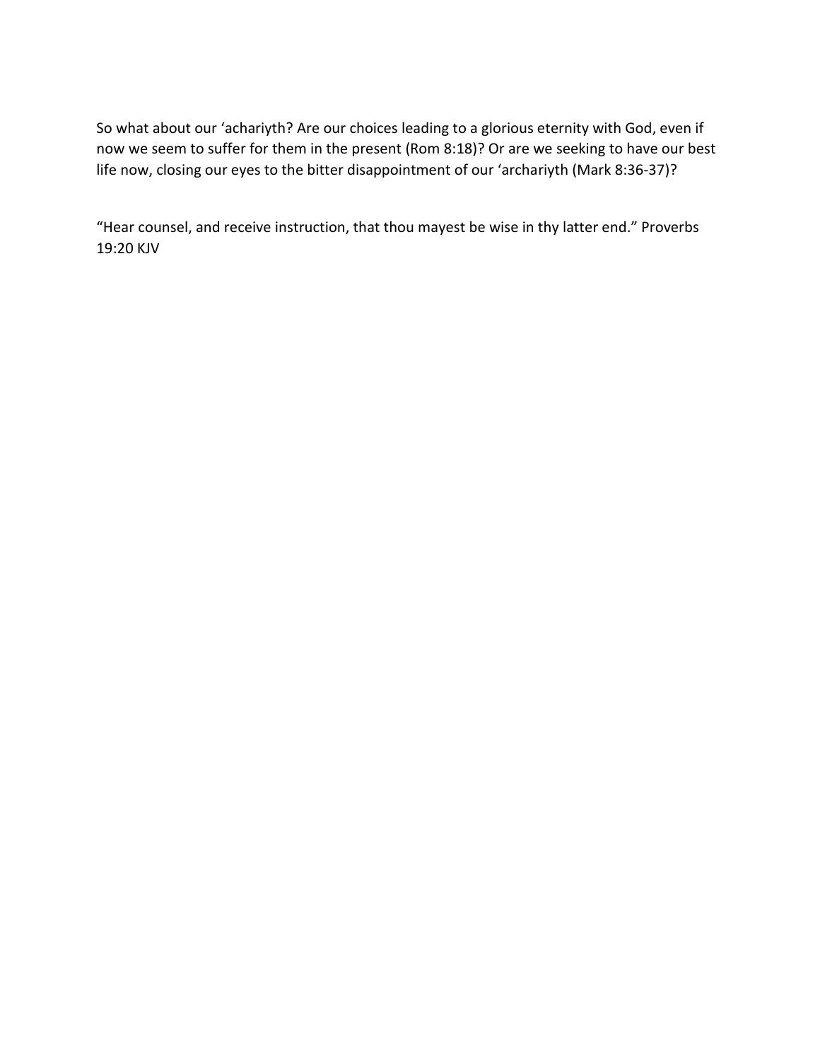So what about our 'achariyth? Are our choices leading to a glorious eternity with God, even if now we seem to suffer for them in the present (Rom 8:18)? Or are we seeking to have our best life now, closing our eyes to the bitter disappointment of our 'archariyth (Mark 8:36-37)?

"Hear counsel, and receive instruction, that thou mayest be wise in thy latter end." Proverbs 19:20 KJV